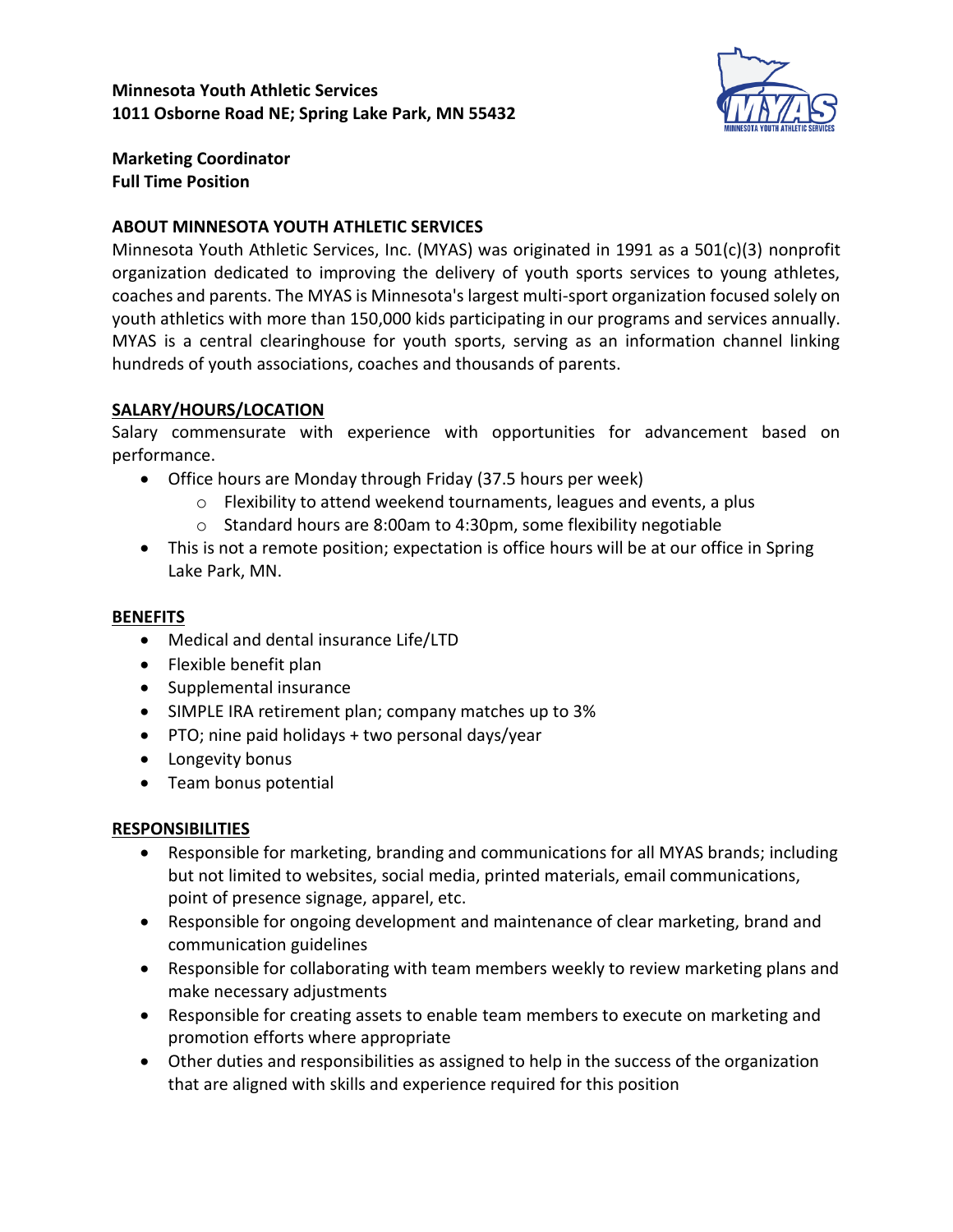**Minnesota Youth Athletic Services**
**1011 Osborne Road NE; Spring Lake Park, MN 55432**

**Marketing Coordinator**
**Full Time Position**

## ABOUT MINNESOTA YOUTH ATHLETIC SERVICES

Minnesota Youth Athletic Services, Inc. (MYAS) was originated in 1991 as a 501(c)(3) nonprofit organization dedicated to improving the delivery of youth sports services to young athletes, coaches and parents. The MYAS is Minnesota's largest multi-sport organization focused solely on youth athletics with more than 150,000 kids participating in our programs and services annually. MYAS is a central clearinghouse for youth sports, serving as an information channel linking hundreds of youth associations, coaches and thousands of parents.

## SALARY/HOURS/LOCATION

Salary commensurate with experience with opportunities for advancement based on performance.

- Office hours are Monday through Friday (37.5 hours per week)
  - Flexibility to attend weekend tournaments, leagues and events, a plus
  - Standard hours are 8:00am to 4:30pm, some flexibility negotiable
- This is not a remote position; expectation is office hours will be at our office in Spring Lake Park, MN.

## BENEFITS

- Medical and dental insurance Life/LTD
- Flexible benefit plan
- Supplemental insurance
- SIMPLE IRA retirement plan; company matches up to 3%
- PTO; nine paid holidays + two personal days/year
- Longevity bonus
- Team bonus potential

## RESPONSIBILITIES

- Responsible for marketing, branding and communications for all MYAS brands; including but not limited to websites, social media, printed materials, email communications, point of presence signage, apparel, etc.
- Responsible for ongoing development and maintenance of clear marketing, brand and communication guidelines
- Responsible for collaborating with team members weekly to review marketing plans and make necessary adjustments
- Responsible for creating assets to enable team members to execute on marketing and promotion efforts where appropriate
- Other duties and responsibilities as assigned to help in the success of the organization that are aligned with skills and experience required for this position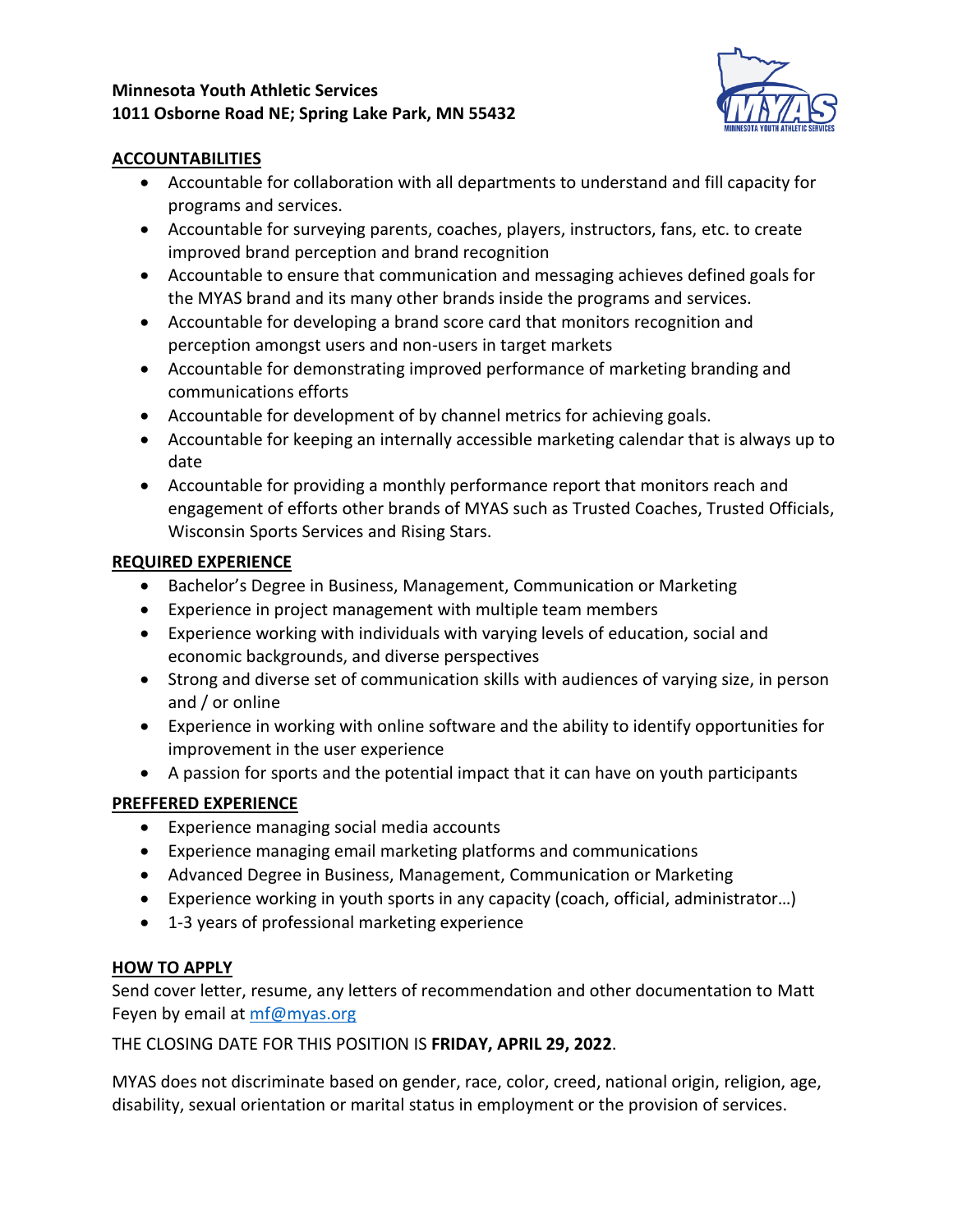**Minnesota Youth Athletic Services**
**1011 Osborne Road NE; Spring Lake Park, MN 55432**

**ACCOUNTABILITIES**

- Accountable for collaboration with all departments to understand and fill capacity for programs and services.
- Accountable for surveying parents, coaches, players, instructors, fans, etc. to create improved brand perception and brand recognition
- Accountable to ensure that communication and messaging achieves defined goals for the MYAS brand and its many other brands inside the programs and services.
- Accountable for developing a brand score card that monitors recognition and perception amongst users and non-users in target markets
- Accountable for demonstrating improved performance of marketing branding and communications efforts
- Accountable for development of by channel metrics for achieving goals.
- Accountable for keeping an internally accessible marketing calendar that is always up to date
- Accountable for providing a monthly performance report that monitors reach and engagement of efforts other brands of MYAS such as Trusted Coaches, Trusted Officials, Wisconsin Sports Services and Rising Stars.

**REQUIRED EXPERIENCE**

- Bachelor's Degree in Business, Management, Communication or Marketing
- Experience in project management with multiple team members
- Experience working with individuals with varying levels of education, social and economic backgrounds, and diverse perspectives
- Strong and diverse set of communication skills with audiences of varying size, in person and / or online
- Experience in working with online software and the ability to identify opportunities for improvement in the user experience
- A passion for sports and the potential impact that it can have on youth participants

**PREFFERED EXPERIENCE**

- Experience managing social media accounts
- Experience managing email marketing platforms and communications
- Advanced Degree in Business, Management, Communication or Marketing
- Experience working in youth sports in any capacity (coach, official, administrator…)
- 1-3 years of professional marketing experience

**HOW TO APPLY**

Send cover letter, resume, any letters of recommendation and other documentation to Matt Feyen by email at mf@myas.org

THE CLOSING DATE FOR THIS POSITION IS **FRIDAY, APRIL 29, 2022**.

MYAS does not discriminate based on gender, race, color, creed, national origin, religion, age, disability, sexual orientation or marital status in employment or the provision of services.